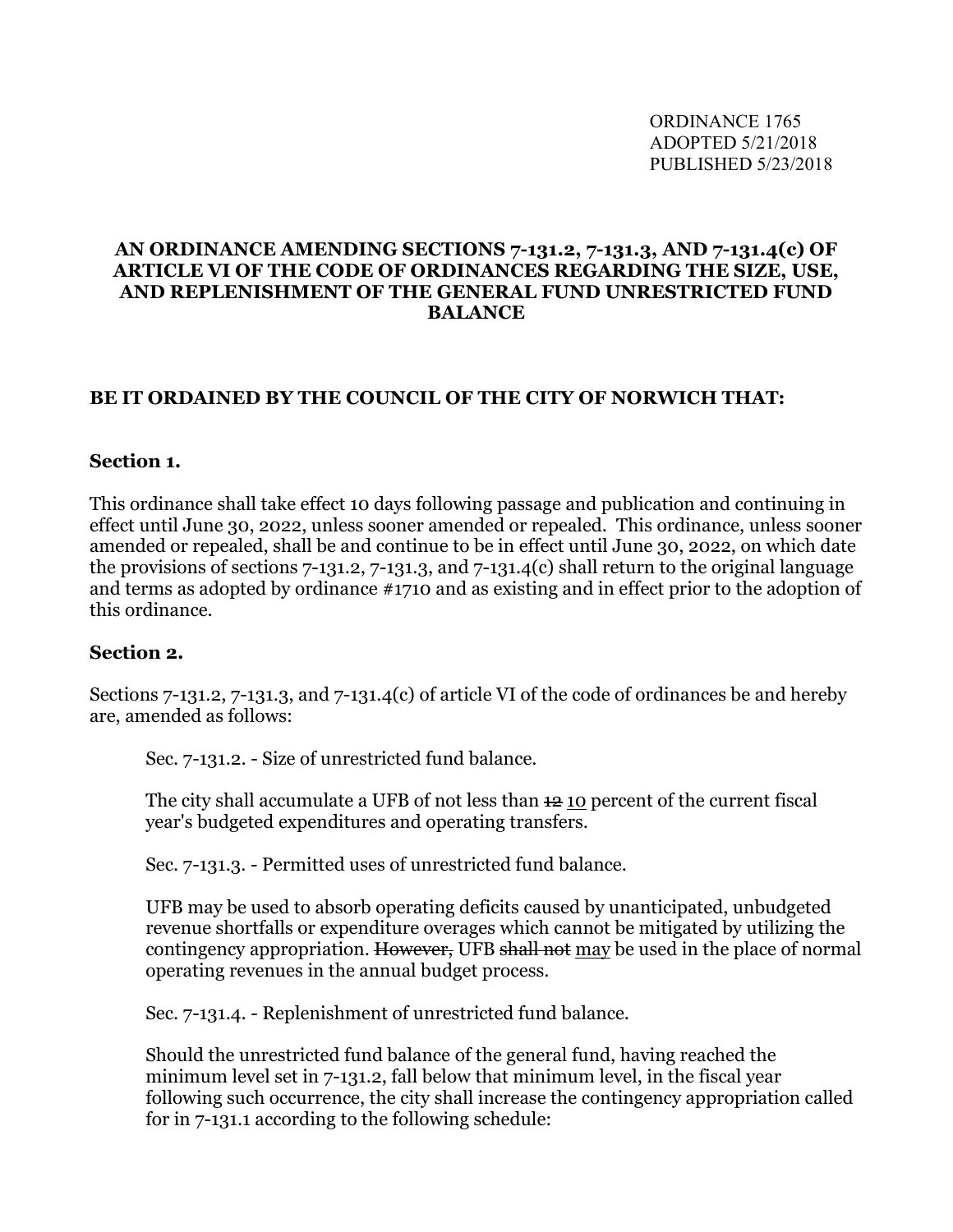ORDINANCE 1765
ADOPTED 5/21/2018
PUBLISHED 5/23/2018

# AN ORDINANCE AMENDING SECTIONS 7-131.2, 7-131.3, AND 7-131.4(c) OF ARTICLE VI OF THE CODE OF ORDINANCES REGARDING THE SIZE, USE, AND REPLENISHMENT OF THE GENERAL FUND UNRESTRICTED FUND BALANCE

## BE IT ORDAINED BY THE COUNCIL OF THE CITY OF NORWICH THAT:

### Section 1.

This ordinance shall take effect 10 days following passage and publication and continuing in effect until June 30, 2022, unless sooner amended or repealed. This ordinance, unless sooner amended or repealed, shall be and continue to be in effect until June 30, 2022, on which date the provisions of sections 7-131.2, 7-131.3, and 7-131.4(c) shall return to the original language and terms as adopted by ordinance #1710 and as existing and in effect prior to the adoption of this ordinance.

### Section 2.

Sections 7-131.2, 7-131.3, and 7-131.4(c) of article VI of the code of ordinances be and hereby are, amended as follows:

> Sec. 7-131.2. - Size of unrestricted fund balance.
>
> The city shall accumulate a UFB of not less than ~~12~~ <u>10</u> percent of the current fiscal year's budgeted expenditures and operating transfers.
>
> Sec. 7-131.3. - Permitted uses of unrestricted fund balance.
>
> UFB may be used to absorb operating deficits caused by unanticipated, unbudgeted revenue shortfalls or expenditure overages which cannot be mitigated by utilizing the contingency appropriation. ~~However,~~ UFB ~~shall not~~ <u>may</u> be used in the place of normal operating revenues in the annual budget process.
>
> Sec. 7-131.4. - Replenishment of unrestricted fund balance.
>
> Should the unrestricted fund balance of the general fund, having reached the minimum level set in 7-131.2, fall below that minimum level, in the fiscal year following such occurrence, the city shall increase the contingency appropriation called for in 7-131.1 according to the following schedule: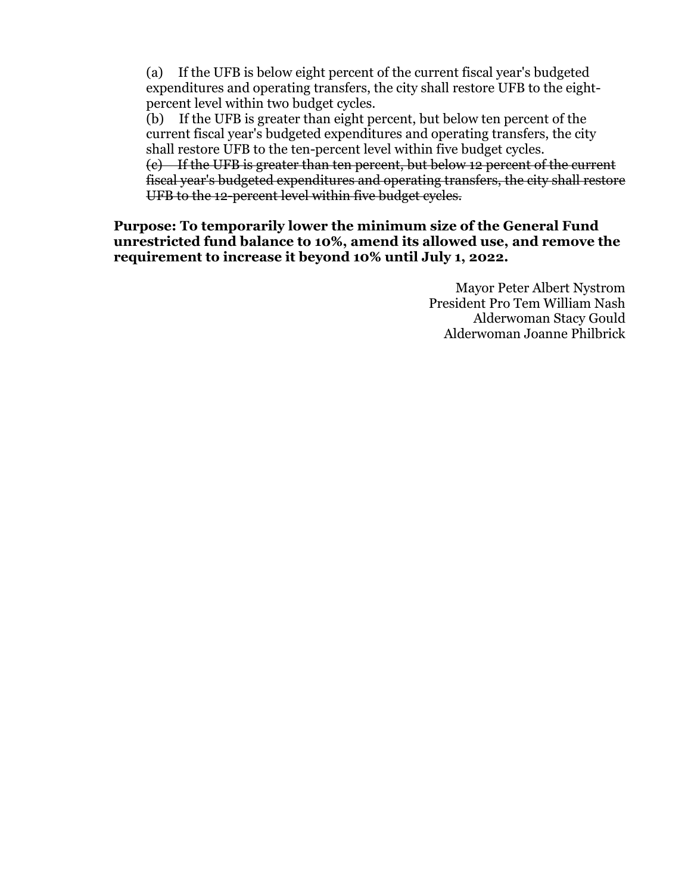(a) If the UFB is below eight percent of the current fiscal year's budgeted expenditures and operating transfers, the city shall restore UFB to the eight-percent level within two budget cycles.

(b) If the UFB is greater than eight percent, but below ten percent of the current fiscal year's budgeted expenditures and operating transfers, the city shall restore UFB to the ten-percent level within five budget cycles.

~~(c) If the UFB is greater than ten percent, but below 12 percent of the current fiscal year's budgeted expenditures and operating transfers, the city shall restore UFB to the 12-percent level within five budget cycles.~~

**Purpose: To temporarily lower the minimum size of the General Fund unrestricted fund balance to 10%, amend its allowed use, and remove the requirement to increase it beyond 10% until July 1, 2022.**

Mayor Peter Albert Nystrom
President Pro Tem William Nash
Alderwoman Stacy Gould
Alderwoman Joanne Philbrick